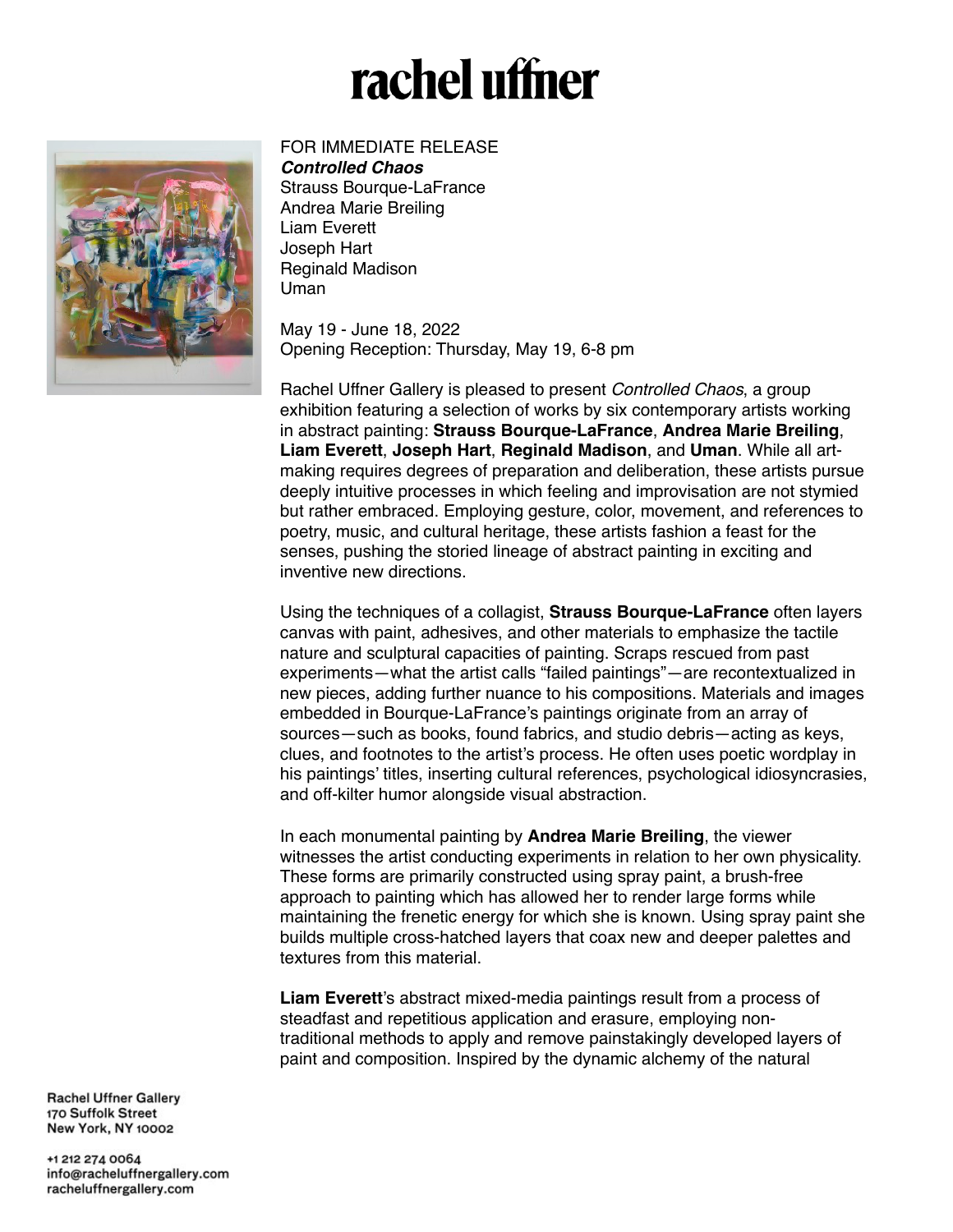# rachel uffner

FOR IMMEDIATE RELEASE
***Controlled Chaos***
Strauss Bourque-LaFrance
Andrea Marie Breiling
Liam Everett
Joseph Hart
Reginald Madison
Uman

May 19 - June 18, 2022
Opening Reception: Thursday, May 19, 6-8 pm

Rachel Uffner Gallery is pleased to present *Controlled Chaos*, a group exhibition featuring a selection of works by six contemporary artists working in abstract painting: **Strauss Bourque-LaFrance**, **Andrea Marie Breiling**, **Liam Everett**, **Joseph Hart**, **Reginald Madison**, and **Uman**. While all art-making requires degrees of preparation and deliberation, these artists pursue deeply intuitive processes in which feeling and improvisation are not stymied but rather embraced. Employing gesture, color, movement, and references to poetry, music, and cultural heritage, these artists fashion a feast for the senses, pushing the storied lineage of abstract painting in exciting and inventive new directions.

Using the techniques of a collagist, **Strauss Bourque-LaFrance** often layers canvas with paint, adhesives, and other materials to emphasize the tactile nature and sculptural capacities of painting. Scraps rescued from past experiments—what the artist calls "failed paintings"—are recontextualized in new pieces, adding further nuance to his compositions. Materials and images embedded in Bourque-LaFrance's paintings originate from an array of sources—such as books, found fabrics, and studio debris—acting as keys, clues, and footnotes to the artist's process. He often uses poetic wordplay in his paintings' titles, inserting cultural references, psychological idiosyncrasies, and off-kilter humor alongside visual abstraction.

In each monumental painting by **Andrea Marie Breiling**, the viewer witnesses the artist conducting experiments in relation to her own physicality. These forms are primarily constructed using spray paint, a brush-free approach to painting which has allowed her to render large forms while maintaining the frenetic energy for which she is known. Using spray paint she builds multiple cross-hatched layers that coax new and deeper palettes and textures from this material.

**Liam Everett**'s abstract mixed-media paintings result from a process of steadfast and repetitious application and erasure, employing non-traditional methods to apply and remove painstakingly developed layers of paint and composition. Inspired by the dynamic alchemy of the natural

Rachel Uffner Gallery
170 Suffolk Street
New York, NY 10002

+1 212 274 0064
info@racheluffnergallery.com
racheluffnergallery.com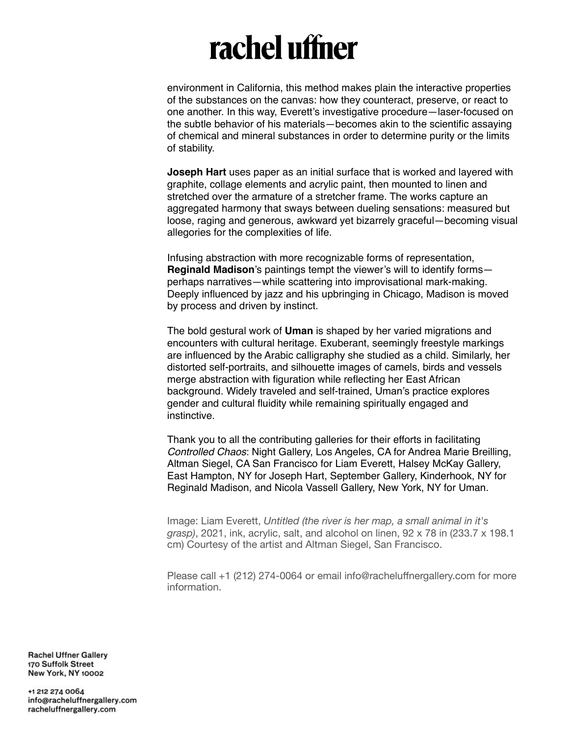environment in California, this method makes plain the interactive properties of the substances on the canvas: how they counteract, preserve, or react to one another. In this way, Everett's investigative procedure—laser-focused on the subtle behavior of his materials—becomes akin to the scientific assaying of chemical and mineral substances in order to determine purity or the limits of stability.

**Joseph Hart** uses paper as an initial surface that is worked and layered with graphite, collage elements and acrylic paint, then mounted to linen and stretched over the armature of a stretcher frame. The works capture an aggregated harmony that sways between dueling sensations: measured but loose, raging and generous, awkward yet bizarrely graceful—becoming visual allegories for the complexities of life.

Infusing abstraction with more recognizable forms of representation, **Reginald Madison**'s paintings tempt the viewer's will to identify forms—perhaps narratives—while scattering into improvisational mark-making. Deeply influenced by jazz and his upbringing in Chicago, Madison is moved by process and driven by instinct.

The bold gestural work of **Uman** is shaped by her varied migrations and encounters with cultural heritage. Exuberant, seemingly freestyle markings are influenced by the Arabic calligraphy she studied as a child. Similarly, her distorted self-portraits, and silhouette images of camels, birds and vessels merge abstraction with figuration while reflecting her East African background. Widely traveled and self-trained, Uman's practice explores gender and cultural fluidity while remaining spiritually engaged and instinctive.

Thank you to all the contributing galleries for their efforts in facilitating *Controlled Chaos*: Night Gallery, Los Angeles, CA for Andrea Marie Breilling, Altman Siegel, CA San Francisco for Liam Everett, Halsey McKay Gallery, East Hampton, NY for Joseph Hart, September Gallery, Kinderhook, NY for Reginald Madison, and Nicola Vassell Gallery, New York, NY for Uman.

Image: Liam Everett, *Untitled (the river is her map, a small animal in it's grasp)*, 2021, ink, acrylic, salt, and alcohol on linen, 92 x 78 in (233.7 x 198.1 cm) Courtesy of the artist and Altman Siegel, San Francisco.

Please call +1 (212) 274-0064 or email info@racheluffnergallery.com for more information.

Rachel Uffner Gallery
170 Suffolk Street
New York, NY 10002

+1 212 274 0064
info@racheluffnergallery.com
racheluffnergallery.com